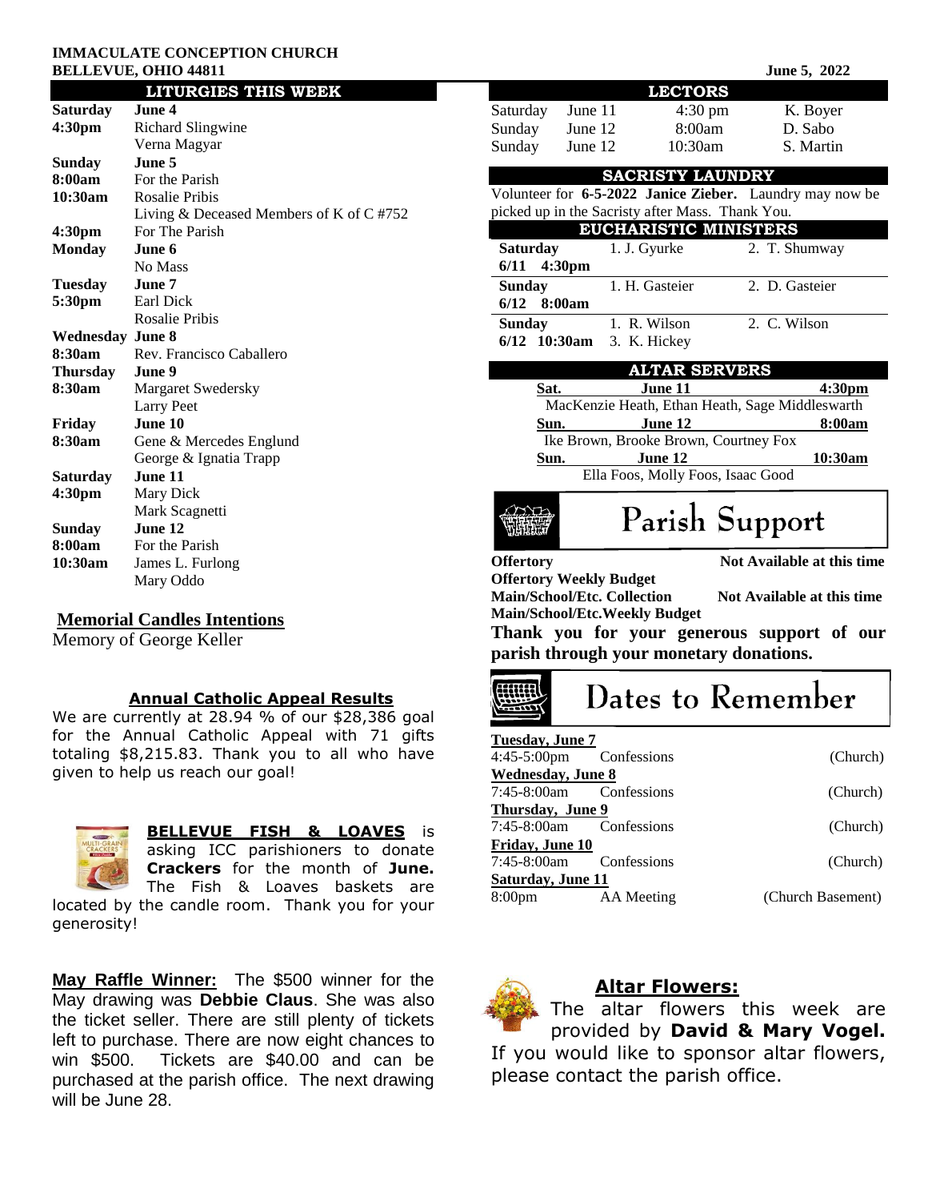**IMMACULATE CONCEPTION CHURCH**
**BELLEVUE, OHIO 44811**

**June 5, 2022**

## LITURGIES THIS WEEK

| | |
|---|---|
| **Saturday** | **June 4** |
| **4:30pm** | Richard Slingwine |
| | Verna Magyar |
| **Sunday** | **June 5** |
| **8:00am** | For the Parish |
| **10:30am** | Rosalie Pribis |
| | Living & Deceased Members of K of C #752 |
| **4:30pm** | For The Parish |
| **Monday** | **June 6** |
| | No Mass |
| **Tuesday** | **June 7** |
| **5:30pm** | Earl Dick |
| | Rosalie Pribis |
| **Wednesday** | **June 8** |
| **8:30am** | Rev. Francisco Caballero |
| **Thursday** | **June 9** |
| **8:30am** | Margaret Swedersky |
| | Larry Peet |
| **Friday** | **June 10** |
| **8:30am** | Gene & Mercedes Englund |
| | George & Ignatia Trapp |
| **Saturday** | **June 11** |
| **4:30pm** | Mary Dick |
| | Mark Scagnetti |
| **Sunday** | **June 12** |
| **8:00am** | For the Parish |
| **10:30am** | James L. Furlong |
| | Mary Oddo |

### Memorial Candles Intentions

Memory of George Keller

### Annual Catholic Appeal Results

We are currently at 28.94 % of our $28,386 goal for the Annual Catholic Appeal with 71 gifts totaling $8,215.83. Thank you to all who have given to help us reach our goal!

**BELLEVUE FISH & LOAVES** is asking ICC parishioners to donate **Crackers** for the month of **June.** The Fish & Loaves baskets are located by the candle room. Thank you for your generosity!

**May Raffle Winner:** The $500 winner for the May drawing was **Debbie Claus**. She was also the ticket seller. There are still plenty of tickets left to purchase. There are now eight chances to win $500. Tickets are $40.00 and can be purchased at the parish office. The next drawing will be June 28.

## LECTORS

| | | | |
|---|---|---|---|
| Saturday | June 11 | 4:30 pm | K. Boyer |
| Sunday | June 12 | 8:00am | D. Sabo |
| Sunday | June 12 | 10:30am | S. Martin |

## SACRISTY LAUNDRY

Volunteer for **6-5-2022 Janice Zieber.** Laundry may now be picked up in the Sacristy after Mass. Thank You.

## EUCHARISTIC MINISTERS

| | | |
|---|---|---|
| **Saturday 6/11 4:30pm** | 1. J. Gyurke | 2. T. Shumway |
| **Sunday 6/12 8:00am** | 1. H. Gasteier | 2. D. Gasteier |
| **Sunday 6/12 10:30am** | 1. R. Wilson<br>3. K. Hickey | 2. C. Wilson |

## ALTAR SERVERS

**Sat. June 11 4:30pm**
MacKenzie Heath, Ethan Heath, Sage Middleswarth

**Sun. June 12 8:00am**
Ike Brown, Brooke Brown, Courtney Fox

**Sun. June 12 10:30am**
Ella Foos, Molly Foos, Isaac Good

## Parish Support

| | |
|---|---|
| **Offertory** | **Not Available at this time** |
| **Offertory Weekly Budget** | |
| **Main/School/Etc. Collection** | **Not Available at this time** |
| **Main/School/Etc.Weekly Budget** | |

**Thank you for your generous support of our parish through your monetary donations.**

## Dates to Remember

**Tuesday, June 7**
4:45-5:00pm Confessions (Church)

**Wednesday, June 8**
7:45-8:00am Confessions (Church)

**Thursday, June 9**
7:45-8:00am Confessions (Church)

**Friday, June 10**
7:45-8:00am Confessions (Church)

**Saturday, June 11**
8:00pm AA Meeting (Church Basement)

### Altar Flowers:

The altar flowers this week are provided by **David & Mary Vogel.** If you would like to sponsor altar flowers, please contact the parish office.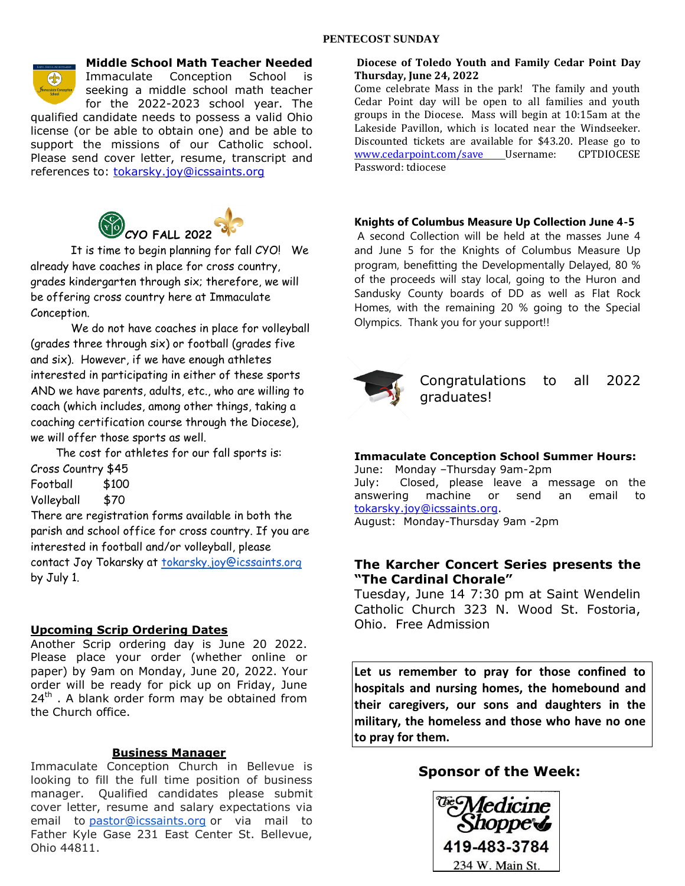PENTECOST SUNDAY

### Middle School Math Teacher Needed

Immaculate Conception School is seeking a middle school math teacher for the 2022-2023 school year. The qualified candidate needs to possess a valid Ohio license (or be able to obtain one) and be able to support the missions of our Catholic school. Please send cover letter, resume, transcript and references to: tokarsky.joy@icssaints.org

### CYO FALL 2022

It is time to begin planning for fall CYO! We already have coaches in place for cross country, grades kindergarten through six; therefore, we will be offering cross country here at Immaculate Conception.

We do not have coaches in place for volleyball (grades three through six) or football (grades five and six). However, if we have enough athletes interested in participating in either of these sports AND we have parents, adults, etc., who are willing to coach (which includes, among other things, taking a coaching certification course through the Diocese), we will offer those sports as well.

The cost for athletes for our fall sports is:

Cross Country $45
Football $100
Volleyball $70

There are registration forms available in both the parish and school office for cross country. If you are interested in football and/or volleyball, please contact Joy Tokarsky at tokarsky.joy@icssaints.org by July 1.

### Upcoming Scrip Ordering Dates

Another Scrip ordering day is June 20 2022. Please place your order (whether online or paper) by 9am on Monday, June 20, 2022. Your order will be ready for pick up on Friday, June 24th . A blank order form may be obtained from the Church office.

### Business Manager

Immaculate Conception Church in Bellevue is looking to fill the full time position of business manager. Qualified candidates please submit cover letter, resume and salary expectations via email to pastor@icssaints.org or via mail to Father Kyle Gase 231 East Center St. Bellevue, Ohio 44811.

### Diocese of Toledo Youth and Family Cedar Point Day Thursday, June 24, 2022

Come celebrate Mass in the park! The family and youth Cedar Point day will be open to all families and youth groups in the Diocese. Mass will begin at 10:15am at the Lakeside Pavillon, which is located near the Windseeker. Discounted tickets are available for $43.20. Please go to www.cedarpoint.com/save Username: CPTDIOCESE Password: tdiocese

### Knights of Columbus Measure Up Collection June 4-5

A second Collection will be held at the masses June 4 and June 5 for the Knights of Columbus Measure Up program, benefitting the Developmentally Delayed, 80 % of the proceeds will stay local, going to the Huron and Sandusky County boards of DD as well as Flat Rock Homes, with the remaining 20 % going to the Special Olympics. Thank you for your support!!

Congratulations to all 2022 graduates!

### Immaculate Conception School Summer Hours:

June: Monday –Thursday 9am-2pm
July: Closed, please leave a message on the answering machine or send an email to tokarsky.joy@icssaints.org.
August: Monday-Thursday 9am -2pm

### The Karcher Concert Series presents the "The Cardinal Chorale"

Tuesday, June 14 7:30 pm at Saint Wendelin Catholic Church 323 N. Wood St. Fostoria, Ohio. Free Admission

**Let us remember to pray for those confined to hospitals and nursing homes, the homebound and their caregivers, our sons and daughters in the military, the homeless and those who have no one to pray for them.**

### Sponsor of the Week:

The Medicine Shoppe
419-483-3784
234 W. Main St.